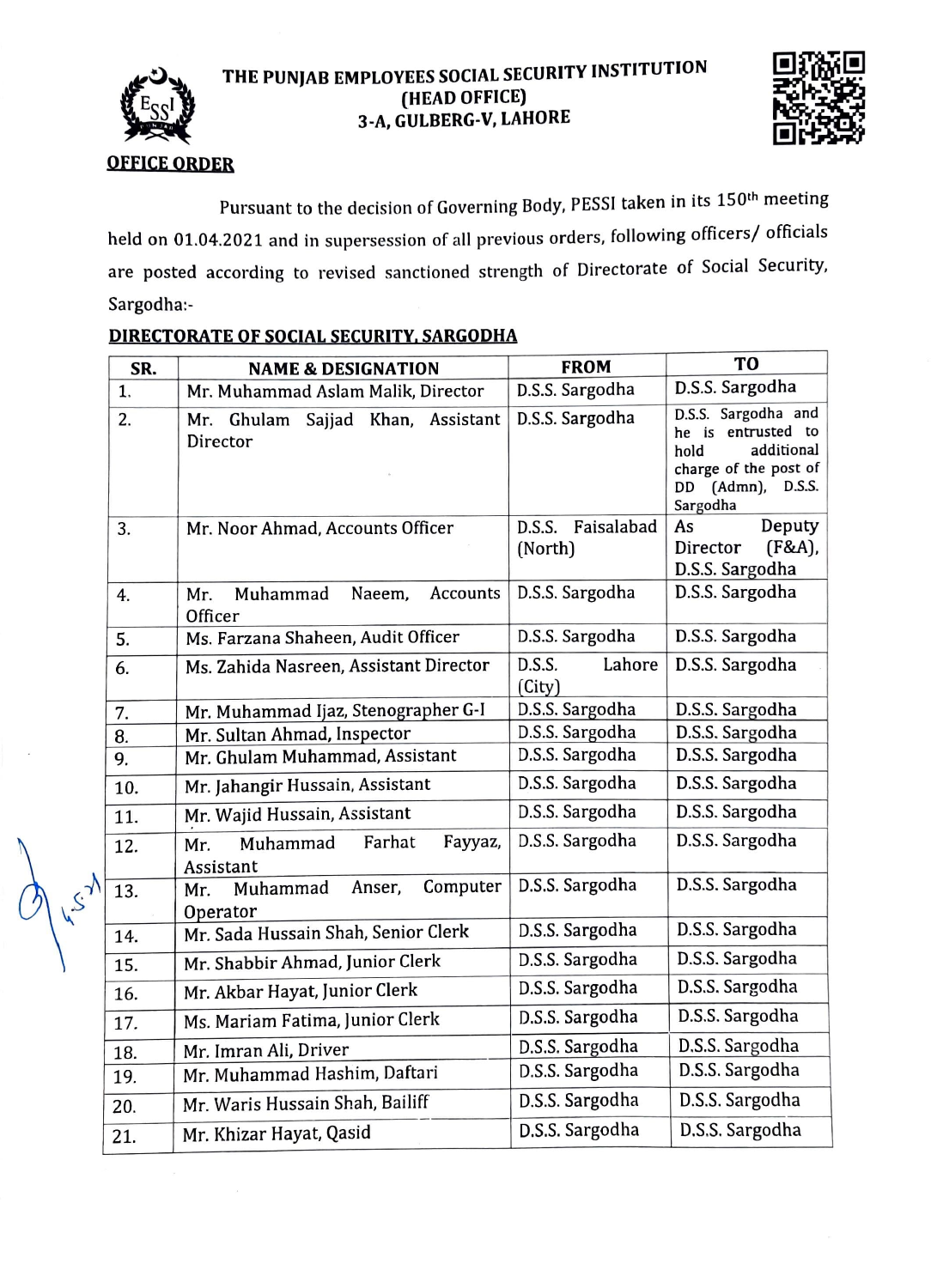THE PUNJAB EMPLOYEES SOCIAL SECURITY INSTITUTION
(HEAD OFFICE)
3-A, GULBERG-V, LAHORE

**OFFICE ORDER**

Pursuant to the decision of Governing Body, PESSI taken in its 150th meeting held on 01.04.2021 and in supersession of all previous orders, following officers/ officials are posted according to revised sanctioned strength of Directorate of Social Security, Sargodha:-

**DIRECTORATE OF SOCIAL SECURITY, SARGODHA**

| SR. | NAME & DESIGNATION | FROM | TO |
|---|---|---|---|
| 1. | Mr. Muhammad Aslam Malik, Director | D.S.S. Sargodha | D.S.S. Sargodha |
| 2. | Mr. Ghulam Sajjad Khan, Assistant Director | D.S.S. Sargodha | D.S.S. Sargodha and he is entrusted to hold additional charge of the post of DD (Admn), D.S.S. Sargodha |
| 3. | Mr. Noor Ahmad, Accounts Officer | D.S.S. Faisalabad (North) | As Deputy Director (F&A), D.S.S. Sargodha |
| 4. | Mr. Muhammad Naeem, Accounts Officer | D.S.S. Sargodha | D.S.S. Sargodha |
| 5. | Ms. Farzana Shaheen, Audit Officer | D.S.S. Sargodha | D.S.S. Sargodha |
| 6. | Ms. Zahida Nasreen, Assistant Director | D.S.S. Lahore (City) | D.S.S. Sargodha |
| 7. | Mr. Muhammad Ijaz, Stenographer G-I | D.S.S. Sargodha | D.S.S. Sargodha |
| 8. | Mr. Sultan Ahmad, Inspector | D.S.S. Sargodha | D.S.S. Sargodha |
| 9. | Mr. Ghulam Muhammad, Assistant | D.S.S. Sargodha | D.S.S. Sargodha |
| 10. | Mr. Jahangir Hussain, Assistant | D.S.S. Sargodha | D.S.S. Sargodha |
| 11. | Mr. Wajid Hussain, Assistant | D.S.S. Sargodha | D.S.S. Sargodha |
| 12. | Mr. Muhammad Farhat Fayyaz, Assistant | D.S.S. Sargodha | D.S.S. Sargodha |
| 13. | Mr. Muhammad Anser, Computer Operator | D.S.S. Sargodha | D.S.S. Sargodha |
| 14. | Mr. Sada Hussain Shah, Senior Clerk | D.S.S. Sargodha | D.S.S. Sargodha |
| 15. | Mr. Shabbir Ahmad, Junior Clerk | D.S.S. Sargodha | D.S.S. Sargodha |
| 16. | Mr. Akbar Hayat, Junior Clerk | D.S.S. Sargodha | D.S.S. Sargodha |
| 17. | Ms. Mariam Fatima, Junior Clerk | D.S.S. Sargodha | D.S.S. Sargodha |
| 18. | Mr. Imran Ali, Driver | D.S.S. Sargodha | D.S.S. Sargodha |
| 19. | Mr. Muhammad Hashim, Daftari | D.S.S. Sargodha | D.S.S. Sargodha |
| 20. | Mr. Waris Hussain Shah, Bailiff | D.S.S. Sargodha | D.S.S. Sargodha |
| 21. | Mr. Khizar Hayat, Qasid | D.S.S. Sargodha | D.S.S. Sargodha |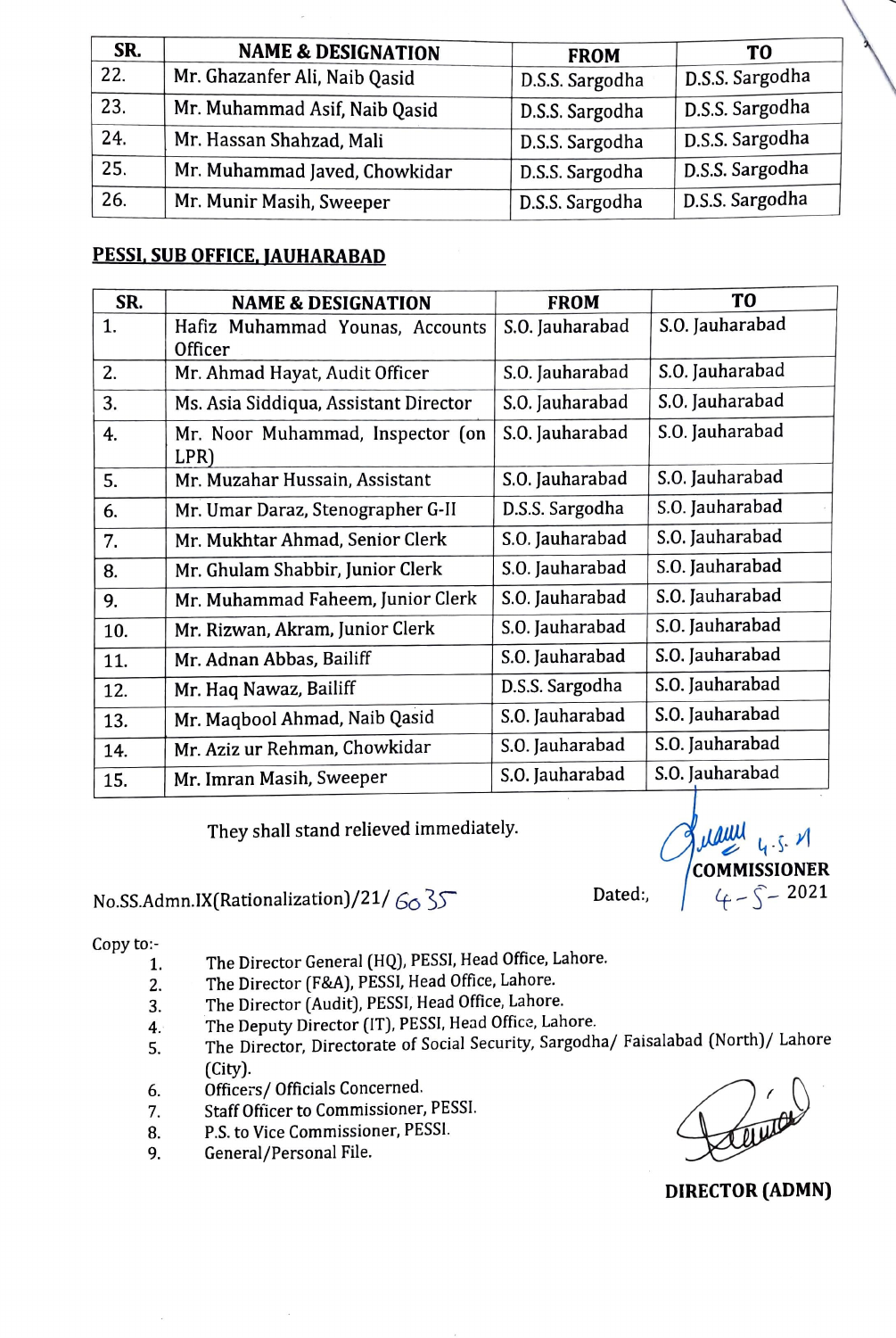| SR. | NAME & DESIGNATION | FROM | TO |
|---|---|---|---|
| 22. | Mr. Ghazanfer Ali, Naib Qasid | D.S.S. Sargodha | D.S.S. Sargodha |
| 23. | Mr. Muhammad Asif, Naib Qasid | D.S.S. Sargodha | D.S.S. Sargodha |
| 24. | Mr. Hassan Shahzad, Mali | D.S.S. Sargodha | D.S.S. Sargodha |
| 25. | Mr. Muhammad Javed, Chowkidar | D.S.S. Sargodha | D.S.S. Sargodha |
| 26. | Mr. Munir Masih, Sweeper | D.S.S. Sargodha | D.S.S. Sargodha |

**PESSI, SUB OFFICE, JAUHARABAD**

| SR. | NAME & DESIGNATION | FROM | TO |
|---|---|---|---|
| 1. | Hafiz Muhammad Younas, Accounts Officer | S.O. Jauharabad | S.O. Jauharabad |
| 2. | Mr. Ahmad Hayat, Audit Officer | S.O. Jauharabad | S.O. Jauharabad |
| 3. | Ms. Asia Siddiqua, Assistant Director | S.O. Jauharabad | S.O. Jauharabad |
| 4. | Mr. Noor Muhammad, Inspector (on LPR) | S.O. Jauharabad | S.O. Jauharabad |
| 5. | Mr. Muzahar Hussain, Assistant | S.O. Jauharabad | S.O. Jauharabad |
| 6. | Mr. Umar Daraz, Stenographer G-II | D.S.S. Sargodha | S.O. Jauharabad |
| 7. | Mr. Mukhtar Ahmad, Senior Clerk | S.O. Jauharabad | S.O. Jauharabad |
| 8. | Mr. Ghulam Shabbir, Junior Clerk | S.O. Jauharabad | S.O. Jauharabad |
| 9. | Mr. Muhammad Faheem, Junior Clerk | S.O. Jauharabad | S.O. Jauharabad |
| 10. | Mr. Rizwan, Akram, Junior Clerk | S.O. Jauharabad | S.O. Jauharabad |
| 11. | Mr. Adnan Abbas, Bailiff | S.O. Jauharabad | S.O. Jauharabad |
| 12. | Mr. Haq Nawaz, Bailiff | D.S.S. Sargodha | S.O. Jauharabad |
| 13. | Mr. Maqbool Ahmad, Naib Qasid | S.O. Jauharabad | S.O. Jauharabad |
| 14. | Mr. Aziz ur Rehman, Chowkidar | S.O. Jauharabad | S.O. Jauharabad |
| 15. | Mr. Imran Masih, Sweeper | S.O. Jauharabad | S.O. Jauharabad |

They shall stand relieved immediately.

4.5.21

**COMMISSIONER**

No.SS.Admn.IX(Rationalization)/21/ 6035 Dated:, 4-5- 2021

Copy to:-

1. The Director General (HQ), PESSI, Head Office, Lahore.
2. The Director (F&A), PESSI, Head Office, Lahore.
3. The Director (Audit), PESSI, Head Office, Lahore.
4. The Deputy Director (IT), PESSI, Head Office, Lahore.
5. The Director, Directorate of Social Security, Sargodha/ Faisalabad (North)/ Lahore (City).
6. Officers/ Officials Concerned.
7. Staff Officer to Commissioner, PESSI.
8. P.S. to Vice Commissioner, PESSI.
9. General/Personal File.

**DIRECTOR (ADMN)**